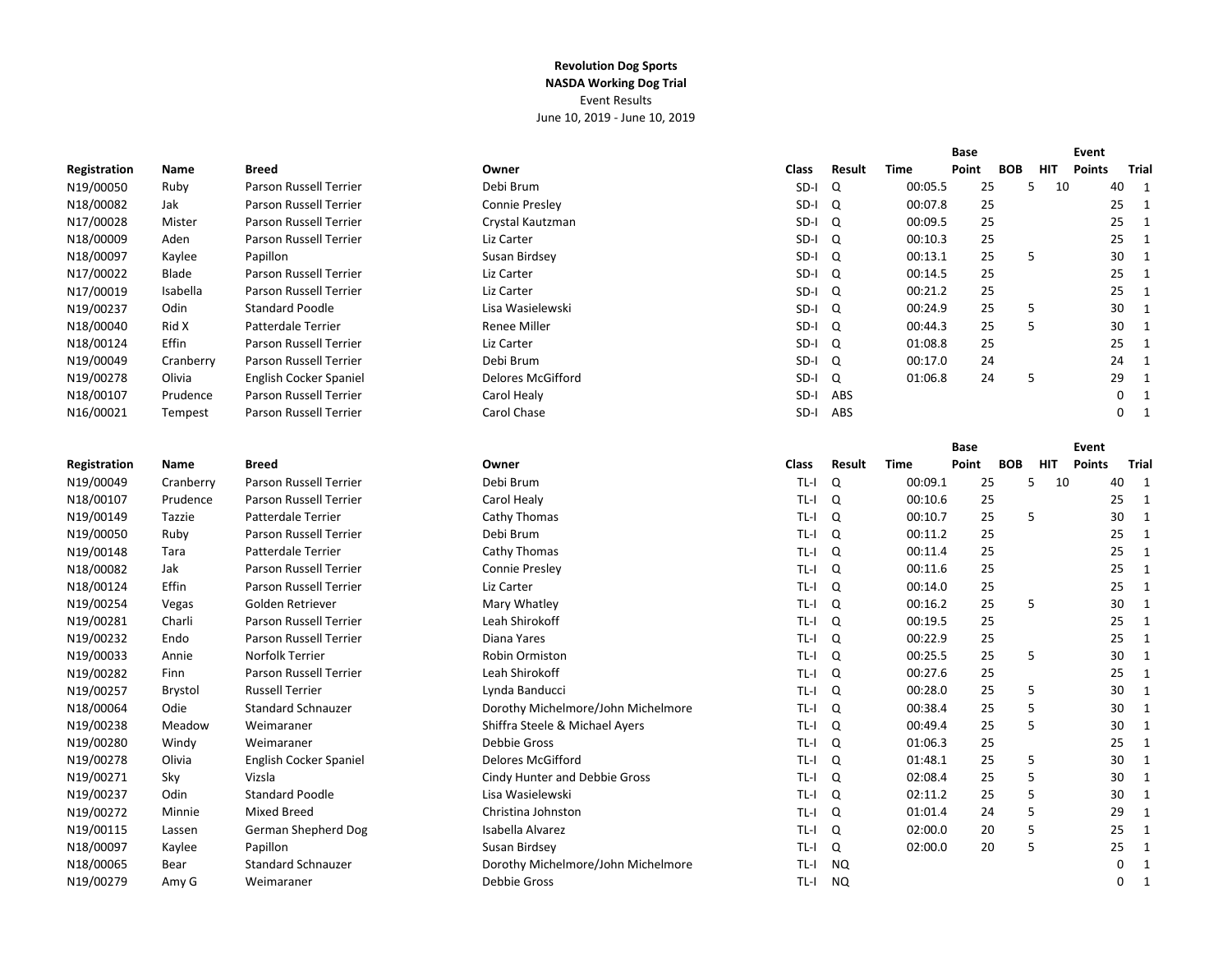**Revolution Dog Sports**

**NASDA Working Dog Trial**

Event Results

June 10, 2019 - June 10, 2019

| Registration | Name | Breed | Owner | Class | Result | Time | Base Point | BOB | HIT | Event Points | Trial |
|---|---|---|---|---|---|---|---|---|---|---|---|
| N19/00050 | Ruby | Parson Russell Terrier | Debi Brum | SD-I | Q | 00:05.5 | 25 | 5 | 10 | 40 | 1 |
| N18/00082 | Jak | Parson Russell Terrier | Connie Presley | SD-I | Q | 00:07.8 | 25 | | | 25 | 1 |
| N17/00028 | Mister | Parson Russell Terrier | Crystal Kautzman | SD-I | Q | 00:09.5 | 25 | | | 25 | 1 |
| N18/00009 | Aden | Parson Russell Terrier | Liz Carter | SD-I | Q | 00:10.3 | 25 | | | 25 | 1 |
| N18/00097 | Kaylee | Papillon | Susan Birdsey | SD-I | Q | 00:13.1 | 25 | 5 | | 30 | 1 |
| N17/00022 | Blade | Parson Russell Terrier | Liz Carter | SD-I | Q | 00:14.5 | 25 | | | 25 | 1 |
| N17/00019 | Isabella | Parson Russell Terrier | Liz Carter | SD-I | Q | 00:21.2 | 25 | | | 25 | 1 |
| N19/00237 | Odin | Standard Poodle | Lisa Wasielewski | SD-I | Q | 00:24.9 | 25 | 5 | | 30 | 1 |
| N18/00040 | Rid X | Patterdale Terrier | Renee Miller | SD-I | Q | 00:44.3 | 25 | 5 | | 30 | 1 |
| N18/00124 | Effin | Parson Russell Terrier | Liz Carter | SD-I | Q | 01:08.8 | 25 | | | 25 | 1 |
| N19/00049 | Cranberry | Parson Russell Terrier | Debi Brum | SD-I | Q | 00:17.0 | 24 | | | 24 | 1 |
| N19/00278 | Olivia | English Cocker Spaniel | Delores McGifford | SD-I | Q | 01:06.8 | 24 | 5 | | 29 | 1 |
| N18/00107 | Prudence | Parson Russell Terrier | Carol Healy | SD-I | ABS | | | | | 0 | 1 |
| N16/00021 | Tempest | Parson Russell Terrier | Carol Chase | SD-I | ABS | | | | | 0 | 1 |

| Registration | Name | Breed | Owner | Class | Result | Time | Base Point | BOB | HIT | Event Points | Trial |
|---|---|---|---|---|---|---|---|---|---|---|---|
| N19/00049 | Cranberry | Parson Russell Terrier | Debi Brum | TL-I | Q | 00:09.1 | 25 | 5 | 10 | 40 | 1 |
| N18/00107 | Prudence | Parson Russell Terrier | Carol Healy | TL-I | Q | 00:10.6 | 25 | | | 25 | 1 |
| N19/00149 | Tazzie | Patterdale Terrier | Cathy Thomas | TL-I | Q | 00:10.7 | 25 | 5 | | 30 | 1 |
| N19/00050 | Ruby | Parson Russell Terrier | Debi Brum | TL-I | Q | 00:11.2 | 25 | | | 25 | 1 |
| N19/00148 | Tara | Patterdale Terrier | Cathy Thomas | TL-I | Q | 00:11.4 | 25 | | | 25 | 1 |
| N18/00082 | Jak | Parson Russell Terrier | Connie Presley | TL-I | Q | 00:11.6 | 25 | | | 25 | 1 |
| N18/00124 | Effin | Parson Russell Terrier | Liz Carter | TL-I | Q | 00:14.0 | 25 | | | 25 | 1 |
| N19/00254 | Vegas | Golden Retriever | Mary Whatley | TL-I | Q | 00:16.2 | 25 | 5 | | 30 | 1 |
| N19/00281 | Charli | Parson Russell Terrier | Leah Shirokoff | TL-I | Q | 00:19.5 | 25 | | | 25 | 1 |
| N19/00232 | Endo | Parson Russell Terrier | Diana Yares | TL-I | Q | 00:22.9 | 25 | | | 25 | 1 |
| N19/00033 | Annie | Norfolk Terrier | Robin Ormiston | TL-I | Q | 00:25.5 | 25 | 5 | | 30 | 1 |
| N19/00282 | Finn | Parson Russell Terrier | Leah Shirokoff | TL-I | Q | 00:27.6 | 25 | | | 25 | 1 |
| N19/00257 | Brystol | Russell Terrier | Lynda Banducci | TL-I | Q | 00:28.0 | 25 | 5 | | 30 | 1 |
| N18/00064 | Odie | Standard Schnauzer | Dorothy Michelmore/John Michelmore | TL-I | Q | 00:38.4 | 25 | 5 | | 30 | 1 |
| N19/00238 | Meadow | Weimaraner | Shiffra Steele & Michael Ayers | TL-I | Q | 00:49.4 | 25 | 5 | | 30 | 1 |
| N19/00280 | Windy | Weimaraner | Debbie Gross | TL-I | Q | 01:06.3 | 25 | | | 25 | 1 |
| N19/00278 | Olivia | English Cocker Spaniel | Delores McGifford | TL-I | Q | 01:48.1 | 25 | 5 | | 30 | 1 |
| N19/00271 | Sky | Vizsla | Cindy Hunter and Debbie Gross | TL-I | Q | 02:08.4 | 25 | 5 | | 30 | 1 |
| N19/00237 | Odin | Standard Poodle | Lisa Wasielewski | TL-I | Q | 02:11.2 | 25 | 5 | | 30 | 1 |
| N19/00272 | Minnie | Mixed Breed | Christina Johnston | TL-I | Q | 01:01.4 | 24 | 5 | | 29 | 1 |
| N19/00115 | Lassen | German Shepherd Dog | Isabella Alvarez | TL-I | Q | 02:00.0 | 20 | 5 | | 25 | 1 |
| N18/00097 | Kaylee | Papillon | Susan Birdsey | TL-I | Q | 02:00.0 | 20 | 5 | | 25 | 1 |
| N18/00065 | Bear | Standard Schnauzer | Dorothy Michelmore/John Michelmore | TL-I | NQ | | | | | 0 | 1 |
| N19/00279 | Amy G | Weimaraner | Debbie Gross | TL-I | NQ | | | | | 0 | 1 |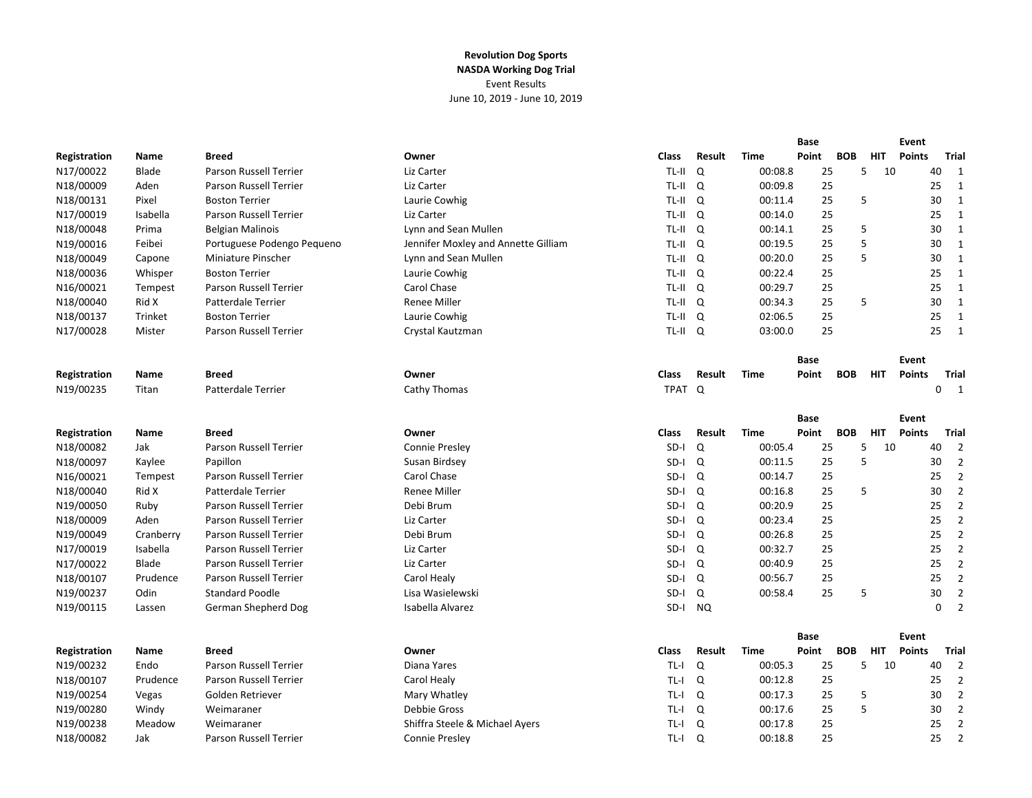**Revolution Dog Sports**
**NASDA Working Dog Trial**
Event Results
June 10, 2019 - June 10, 2019

| Registration | Name | Breed | Owner | Class | Result | Time | Base Point | BOB | HIT | Event Points | Trial |
|---|---|---|---|---|---|---|---|---|---|---|---|
| N17/00022 | Blade | Parson Russell Terrier | Liz Carter | TL-II | Q | 00:08.8 | 25 | 5 | 10 | 40 | 1 |
| N18/00009 | Aden | Parson Russell Terrier | Liz Carter | TL-II | Q | 00:09.8 | 25 | | | 25 | 1 |
| N18/00131 | Pixel | Boston Terrier | Laurie Cowhig | TL-II | Q | 00:11.4 | 25 | 5 | | 30 | 1 |
| N17/00019 | Isabella | Parson Russell Terrier | Liz Carter | TL-II | Q | 00:14.0 | 25 | | | 25 | 1 |
| N18/00048 | Prima | Belgian Malinois | Lynn and Sean Mullen | TL-II | Q | 00:14.1 | 25 | 5 | | 30 | 1 |
| N19/00016 | Feibei | Portuguese Podengo Pequeno | Jennifer Moxley and Annette Gilliam | TL-II | Q | 00:19.5 | 25 | 5 | | 30 | 1 |
| N18/00049 | Capone | Miniature Pinscher | Lynn and Sean Mullen | TL-II | Q | 00:20.0 | 25 | 5 | | 30 | 1 |
| N18/00036 | Whisper | Boston Terrier | Laurie Cowhig | TL-II | Q | 00:22.4 | 25 | | | 25 | 1 |
| N16/00021 | Tempest | Parson Russell Terrier | Carol Chase | TL-II | Q | 00:29.7 | 25 | | | 25 | 1 |
| N18/00040 | Rid X | Patterdale Terrier | Renee Miller | TL-II | Q | 00:34.3 | 25 | 5 | | 30 | 1 |
| N18/00137 | Trinket | Boston Terrier | Laurie Cowhig | TL-II | Q | 02:06.5 | 25 | | | 25 | 1 |
| N17/00028 | Mister | Parson Russell Terrier | Crystal Kautzman | TL-II | Q | 03:00.0 | 25 | | | 25 | 1 |

| Registration | Name | Breed | Owner | Class | Result | Time | Base Point | BOB | HIT | Event Points | Trial |
|---|---|---|---|---|---|---|---|---|---|---|---|
| N19/00235 | Titan | Patterdale Terrier | Cathy Thomas | TPAT | Q | | | | | 0 | 1 |

| Registration | Name | Breed | Owner | Class | Result | Time | Base Point | BOB | HIT | Event Points | Trial |
|---|---|---|---|---|---|---|---|---|---|---|---|
| N18/00082 | Jak | Parson Russell Terrier | Connie Presley | SD-I | Q | 00:05.4 | 25 | 5 | 10 | 40 | 2 |
| N18/00097 | Kaylee | Papillon | Susan Birdsey | SD-I | Q | 00:11.5 | 25 | 5 | | 30 | 2 |
| N16/00021 | Tempest | Parson Russell Terrier | Carol Chase | SD-I | Q | 00:14.7 | 25 | | | 25 | 2 |
| N18/00040 | Rid X | Patterdale Terrier | Renee Miller | SD-I | Q | 00:16.8 | 25 | 5 | | 30 | 2 |
| N19/00050 | Ruby | Parson Russell Terrier | Debi Brum | SD-I | Q | 00:20.9 | 25 | | | 25 | 2 |
| N18/00009 | Aden | Parson Russell Terrier | Liz Carter | SD-I | Q | 00:23.4 | 25 | | | 25 | 2 |
| N19/00049 | Cranberry | Parson Russell Terrier | Debi Brum | SD-I | Q | 00:26.8 | 25 | | | 25 | 2 |
| N17/00019 | Isabella | Parson Russell Terrier | Liz Carter | SD-I | Q | 00:32.7 | 25 | | | 25 | 2 |
| N17/00022 | Blade | Parson Russell Terrier | Liz Carter | SD-I | Q | 00:40.9 | 25 | | | 25 | 2 |
| N18/00107 | Prudence | Parson Russell Terrier | Carol Healy | SD-I | Q | 00:56.7 | 25 | | | 25 | 2 |
| N19/00237 | Odin | Standard Poodle | Lisa Wasielewski | SD-I | Q | 00:58.4 | 25 | 5 | | 30 | 2 |
| N19/00115 | Lassen | German Shepherd Dog | Isabella Alvarez | SD-I | NQ | | | | | 0 | 2 |

| Registration | Name | Breed | Owner | Class | Result | Time | Base Point | BOB | HIT | Event Points | Trial |
|---|---|---|---|---|---|---|---|---|---|---|---|
| N19/00232 | Endo | Parson Russell Terrier | Diana Yares | TL-I | Q | 00:05.3 | 25 | 5 | 10 | 40 | 2 |
| N18/00107 | Prudence | Parson Russell Terrier | Carol Healy | TL-I | Q | 00:12.8 | 25 | | | 25 | 2 |
| N19/00254 | Vegas | Golden Retriever | Mary Whatley | TL-I | Q | 00:17.3 | 25 | 5 | | 30 | 2 |
| N19/00280 | Windy | Weimaraner | Debbie Gross | TL-I | Q | 00:17.6 | 25 | 5 | | 30 | 2 |
| N19/00238 | Meadow | Weimaraner | Shiffra Steele & Michael Ayers | TL-I | Q | 00:17.8 | 25 | | | 25 | 2 |
| N18/00082 | Jak | Parson Russell Terrier | Connie Presley | TL-I | Q | 00:18.8 | 25 | | | 25 | 2 |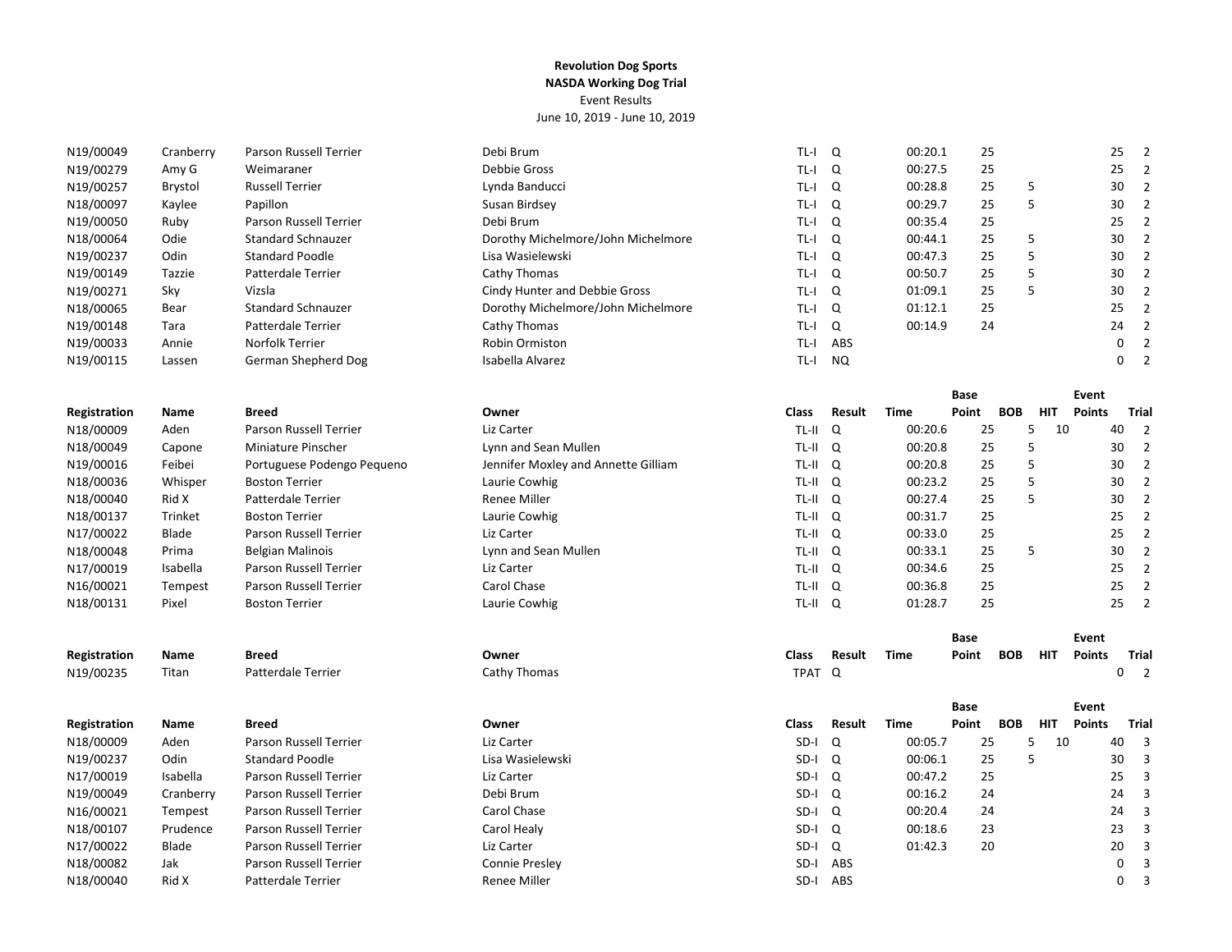**Revolution Dog Sports**
**NASDA Working Dog Trial**
Event Results
June 10, 2019 - June 10, 2019

| Registration | Name | Breed | Owner | Class | Result | Time | Base Point | BOB | HIT | Event Points | Trial |
|---|---|---|---|---|---|---|---|---|---|---|---|
| N19/00049 | Cranberry | Parson Russell Terrier | Debi Brum | TL-I | Q | 00:20.1 | 25 | | | 25 | 2 |
| N19/00279 | Amy G | Weimaraner | Debbie Gross | TL-I | Q | 00:27.5 | 25 | | | 25 | 2 |
| N19/00257 | Brystol | Russell Terrier | Lynda Banducci | TL-I | Q | 00:28.8 | 25 | 5 | | 30 | 2 |
| N18/00097 | Kaylee | Papillon | Susan Birdsey | TL-I | Q | 00:29.7 | 25 | 5 | | 30 | 2 |
| N19/00050 | Ruby | Parson Russell Terrier | Debi Brum | TL-I | Q | 00:35.4 | 25 | | | 25 | 2 |
| N18/00064 | Odie | Standard Schnauzer | Dorothy Michelmore/John Michelmore | TL-I | Q | 00:44.1 | 25 | 5 | | 30 | 2 |
| N19/00237 | Odin | Standard Poodle | Lisa Wasielewski | TL-I | Q | 00:47.3 | 25 | 5 | | 30 | 2 |
| N19/00149 | Tazzie | Patterdale Terrier | Cathy Thomas | TL-I | Q | 00:50.7 | 25 | 5 | | 30 | 2 |
| N19/00271 | Sky | Vizsla | Cindy Hunter and Debbie Gross | TL-I | Q | 01:09.1 | 25 | 5 | | 30 | 2 |
| N18/00065 | Bear | Standard Schnauzer | Dorothy Michelmore/John Michelmore | TL-I | Q | 01:12.1 | 25 | | | 25 | 2 |
| N19/00148 | Tara | Patterdale Terrier | Cathy Thomas | TL-I | Q | 00:14.9 | 24 | | | 24 | 2 |
| N19/00033 | Annie | Norfolk Terrier | Robin Ormiston | TL-I | ABS | | | | | 0 | 2 |
| N19/00115 | Lassen | German Shepherd Dog | Isabella Alvarez | TL-I | NQ | | | | | 0 | 2 |

| Registration | Name | Breed | Owner | Class | Result | Time | Base Point | BOB | HIT | Event Points | Trial |
|---|---|---|---|---|---|---|---|---|---|---|---|
| N18/00009 | Aden | Parson Russell Terrier | Liz Carter | TL-II | Q | 00:20.6 | 25 | 5 | 10 | 40 | 2 |
| N18/00049 | Capone | Miniature Pinscher | Lynn and Sean Mullen | TL-II | Q | 00:20.8 | 25 | 5 | | 30 | 2 |
| N19/00016 | Feibei | Portuguese Podengo Pequeno | Jennifer Moxley and Annette Gilliam | TL-II | Q | 00:20.8 | 25 | 5 | | 30 | 2 |
| N18/00036 | Whisper | Boston Terrier | Laurie Cowhig | TL-II | Q | 00:23.2 | 25 | 5 | | 30 | 2 |
| N18/00040 | Rid X | Patterdale Terrier | Renee Miller | TL-II | Q | 00:27.4 | 25 | 5 | | 30 | 2 |
| N18/00137 | Trinket | Boston Terrier | Laurie Cowhig | TL-II | Q | 00:31.7 | 25 | | | 25 | 2 |
| N17/00022 | Blade | Parson Russell Terrier | Liz Carter | TL-II | Q | 00:33.0 | 25 | | | 25 | 2 |
| N18/00048 | Prima | Belgian Malinois | Lynn and Sean Mullen | TL-II | Q | 00:33.1 | 25 | 5 | | 30 | 2 |
| N17/00019 | Isabella | Parson Russell Terrier | Liz Carter | TL-II | Q | 00:34.6 | 25 | | | 25 | 2 |
| N16/00021 | Tempest | Parson Russell Terrier | Carol Chase | TL-II | Q | 00:36.8 | 25 | | | 25 | 2 |
| N18/00131 | Pixel | Boston Terrier | Laurie Cowhig | TL-II | Q | 01:28.7 | 25 | | | 25 | 2 |

| Registration | Name | Breed | Owner | Class | Result | Time | Base Point | BOB | HIT | Event Points | Trial |
|---|---|---|---|---|---|---|---|---|---|---|---|
| N19/00235 | Titan | Patterdale Terrier | Cathy Thomas | TPAT | Q | | | | | 0 | 2 |

| Registration | Name | Breed | Owner | Class | Result | Time | Base Point | BOB | HIT | Event Points | Trial |
|---|---|---|---|---|---|---|---|---|---|---|---|
| N18/00009 | Aden | Parson Russell Terrier | Liz Carter | SD-I | Q | 00:05.7 | 25 | 5 | 10 | 40 | 3 |
| N19/00237 | Odin | Standard Poodle | Lisa Wasielewski | SD-I | Q | 00:06.1 | 25 | 5 | | 30 | 3 |
| N17/00019 | Isabella | Parson Russell Terrier | Liz Carter | SD-I | Q | 00:47.2 | 25 | | | 25 | 3 |
| N19/00049 | Cranberry | Parson Russell Terrier | Debi Brum | SD-I | Q | 00:16.2 | 24 | | | 24 | 3 |
| N16/00021 | Tempest | Parson Russell Terrier | Carol Chase | SD-I | Q | 00:20.4 | 24 | | | 24 | 3 |
| N18/00107 | Prudence | Parson Russell Terrier | Carol Healy | SD-I | Q | 00:18.6 | 23 | | | 23 | 3 |
| N17/00022 | Blade | Parson Russell Terrier | Liz Carter | SD-I | Q | 01:42.3 | 20 | | | 20 | 3 |
| N18/00082 | Jak | Parson Russell Terrier | Connie Presley | SD-I | ABS | | | | | 0 | 3 |
| N18/00040 | Rid X | Patterdale Terrier | Renee Miller | SD-I | ABS | | | | | 0 | 3 |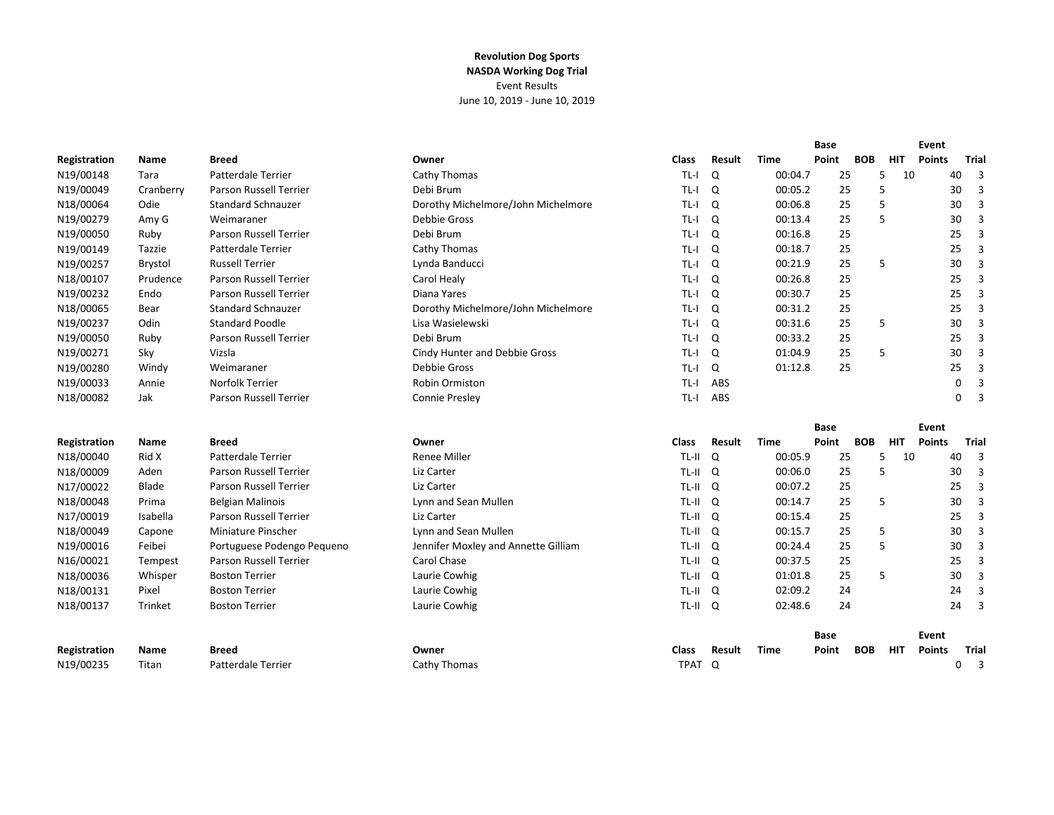**Revolution Dog Sports**
**NASDA Working Dog Trial**
Event Results
June 10, 2019 - June 10, 2019

| Registration | Name | Breed | Owner | Class | Result | Time | Base Point | BOB | HIT | Event Points | Trial |
|---|---|---|---|---|---|---|---|---|---|---|---|
| N19/00148 | Tara | Patterdale Terrier | Cathy Thomas | TL-I | Q | 00:04.7 | 25 | 5 | 10 | 40 | 3 |
| N19/00049 | Cranberry | Parson Russell Terrier | Debi Brum | TL-I | Q | 00:05.2 | 25 | 5 | | 30 | 3 |
| N18/00064 | Odie | Standard Schnauzer | Dorothy Michelmore/John Michelmore | TL-I | Q | 00:06.8 | 25 | 5 | | 30 | 3 |
| N19/00279 | Amy G | Weimaraner | Debbie Gross | TL-I | Q | 00:13.4 | 25 | 5 | | 30 | 3 |
| N19/00050 | Ruby | Parson Russell Terrier | Debi Brum | TL-I | Q | 00:16.8 | 25 | | | 25 | 3 |
| N19/00149 | Tazzie | Patterdale Terrier | Cathy Thomas | TL-I | Q | 00:18.7 | 25 | | | 25 | 3 |
| N19/00257 | Brystol | Russell Terrier | Lynda Banducci | TL-I | Q | 00:21.9 | 25 | 5 | | 30 | 3 |
| N18/00107 | Prudence | Parson Russell Terrier | Carol Healy | TL-I | Q | 00:26.8 | 25 | | | 25 | 3 |
| N19/00232 | Endo | Parson Russell Terrier | Diana Yares | TL-I | Q | 00:30.7 | 25 | | | 25 | 3 |
| N18/00065 | Bear | Standard Schnauzer | Dorothy Michelmore/John Michelmore | TL-I | Q | 00:31.2 | 25 | | | 25 | 3 |
| N19/00237 | Odin | Standard Poodle | Lisa Wasielewski | TL-I | Q | 00:31.6 | 25 | 5 | | 30 | 3 |
| N19/00050 | Ruby | Parson Russell Terrier | Debi Brum | TL-I | Q | 00:33.2 | 25 | | | 25 | 3 |
| N19/00271 | Sky | Vizsla | Cindy Hunter and Debbie Gross | TL-I | Q | 01:04.9 | 25 | 5 | | 30 | 3 |
| N19/00280 | Windy | Weimaraner | Debbie Gross | TL-I | Q | 01:12.8 | 25 | | | 25 | 3 |
| N19/00033 | Annie | Norfolk Terrier | Robin Ormiston | TL-I | ABS | | | | | 0 | 3 |
| N18/00082 | Jak | Parson Russell Terrier | Connie Presley | TL-I | ABS | | | | | 0 | 3 |

| Registration | Name | Breed | Owner | Class | Result | Time | Base Point | BOB | HIT | Event Points | Trial |
|---|---|---|---|---|---|---|---|---|---|---|---|
| N18/00040 | Rid X | Patterdale Terrier | Renee Miller | TL-II | Q | 00:05.9 | 25 | 5 | 10 | 40 | 3 |
| N18/00009 | Aden | Parson Russell Terrier | Liz Carter | TL-II | Q | 00:06.0 | 25 | 5 | | 30 | 3 |
| N17/00022 | Blade | Parson Russell Terrier | Liz Carter | TL-II | Q | 00:07.2 | 25 | | | 25 | 3 |
| N18/00048 | Prima | Belgian Malinois | Lynn and Sean Mullen | TL-II | Q | 00:14.7 | 25 | 5 | | 30 | 3 |
| N17/00019 | Isabella | Parson Russell Terrier | Liz Carter | TL-II | Q | 00:15.4 | 25 | | | 25 | 3 |
| N18/00049 | Capone | Miniature Pinscher | Lynn and Sean Mullen | TL-II | Q | 00:15.7 | 25 | 5 | | 30 | 3 |
| N19/00016 | Feibei | Portuguese Podengo Pequeno | Jennifer Moxley and Annette Gilliam | TL-II | Q | 00:24.4 | 25 | 5 | | 30 | 3 |
| N16/00021 | Tempest | Parson Russell Terrier | Carol Chase | TL-II | Q | 00:37.5 | 25 | | | 25 | 3 |
| N18/00036 | Whisper | Boston Terrier | Laurie Cowhig | TL-II | Q | 01:01.8 | 25 | 5 | | 30 | 3 |
| N18/00131 | Pixel | Boston Terrier | Laurie Cowhig | TL-II | Q | 02:09.2 | 24 | | | 24 | 3 |
| N18/00137 | Trinket | Boston Terrier | Laurie Cowhig | TL-II | Q | 02:48.6 | 24 | | | 24 | 3 |

| Registration | Name | Breed | Owner | Class | Result | Time | Base Point | BOB | HIT | Event Points | Trial |
|---|---|---|---|---|---|---|---|---|---|---|---|
| N19/00235 | Titan | Patterdale Terrier | Cathy Thomas | TPAT | Q | | | | | 0 | 3 |